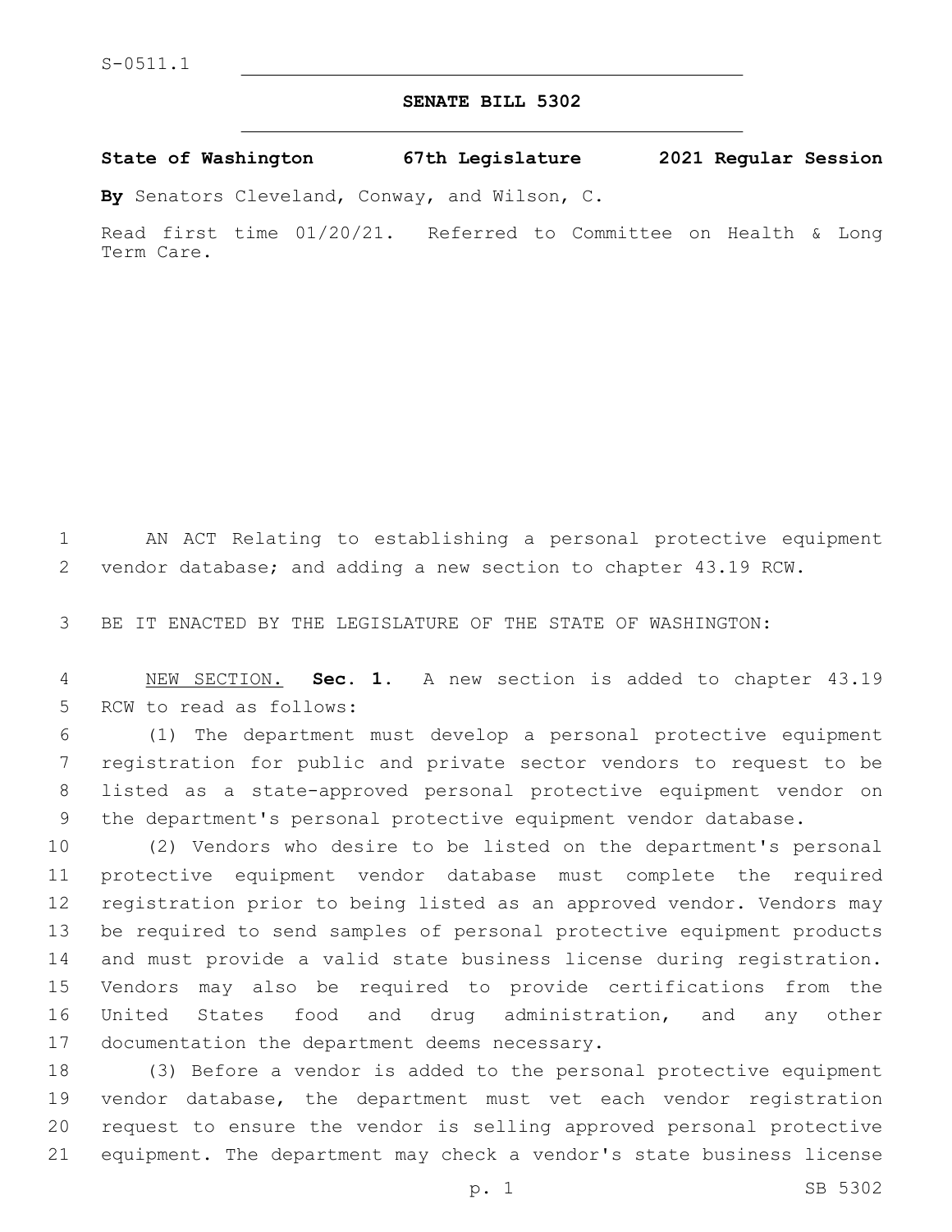S-0511.1

# SENATE BILL 5302

**State of Washington 67th Legislature 2021 Regular Session**

**By** Senators Cleveland, Conway, and Wilson, C.

Read first time 01/20/21. Referred to Committee on Health & Long Term Care.

AN ACT Relating to establishing a personal protective equipment vendor database; and adding a new section to chapter 43.19 RCW.

BE IT ENACTED BY THE LEGISLATURE OF THE STATE OF WASHINGTON:

NEW SECTION. **Sec. 1.** A new section is added to chapter 43.19 RCW to read as follows:

(1) The department must develop a personal protective equipment registration for public and private sector vendors to request to be listed as a state-approved personal protective equipment vendor on the department's personal protective equipment vendor database.

(2) Vendors who desire to be listed on the department's personal protective equipment vendor database must complete the required registration prior to being listed as an approved vendor. Vendors may be required to send samples of personal protective equipment products and must provide a valid state business license during registration. Vendors may also be required to provide certifications from the United States food and drug administration, and any other documentation the department deems necessary.

(3) Before a vendor is added to the personal protective equipment vendor database, the department must vet each vendor registration request to ensure the vendor is selling approved personal protective equipment. The department may check a vendor's state business license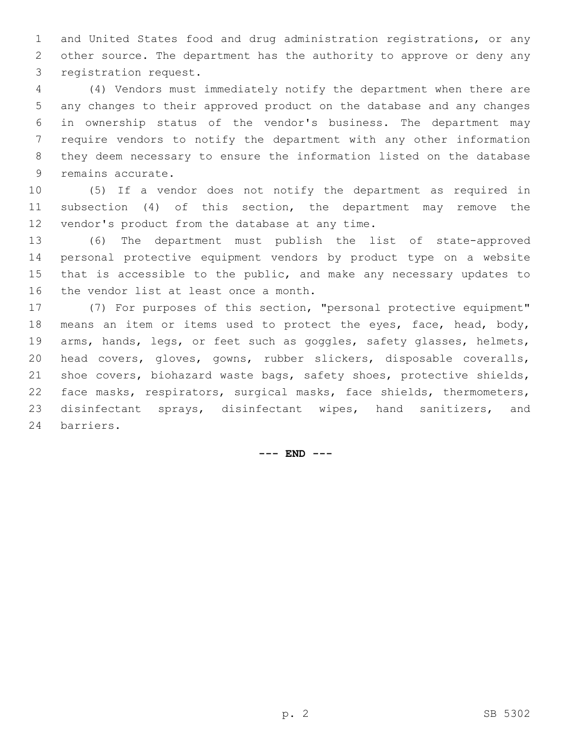and United States food and drug administration registrations, or any other source. The department has the authority to approve or deny any registration request.

(4) Vendors must immediately notify the department when there are any changes to their approved product on the database and any changes in ownership status of the vendor's business. The department may require vendors to notify the department with any other information they deem necessary to ensure the information listed on the database remains accurate.

(5) If a vendor does not notify the department as required in subsection (4) of this section, the department may remove the vendor's product from the database at any time.

(6) The department must publish the list of state-approved personal protective equipment vendors by product type on a website that is accessible to the public, and make any necessary updates to the vendor list at least once a month.

(7) For purposes of this section, "personal protective equipment" means an item or items used to protect the eyes, face, head, body, arms, hands, legs, or feet such as goggles, safety glasses, helmets, head covers, gloves, gowns, rubber slickers, disposable coveralls, shoe covers, biohazard waste bags, safety shoes, protective shields, face masks, respirators, surgical masks, face shields, thermometers, disinfectant sprays, disinfectant wipes, hand sanitizers, and barriers.

**--- END ---**